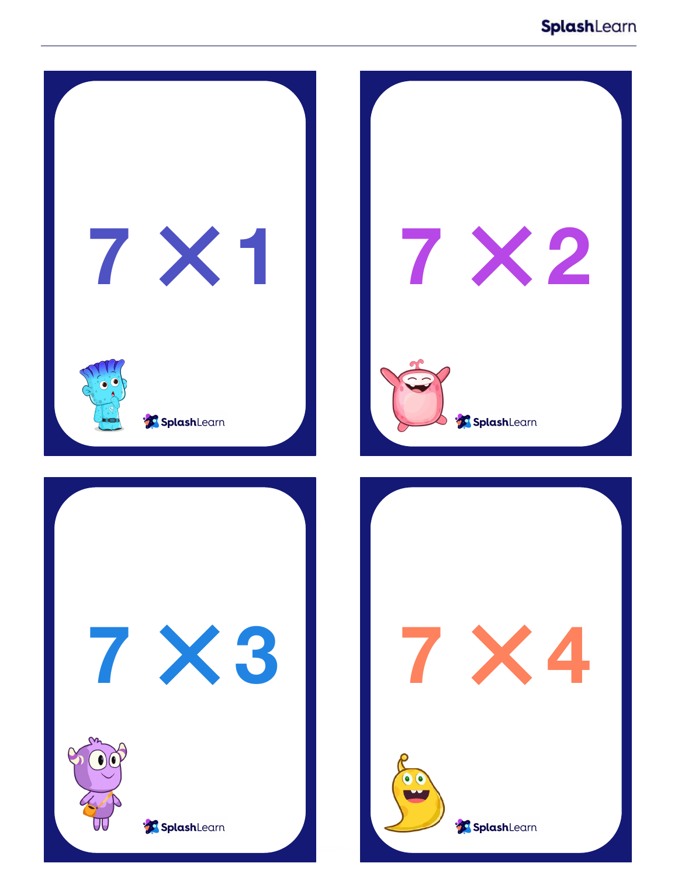$7 \times 1$

SplashLearn

$7 \times 2$

SplashLearn

$7 \times 3$

SplashLearn

$7 \times 4$

SplashLearn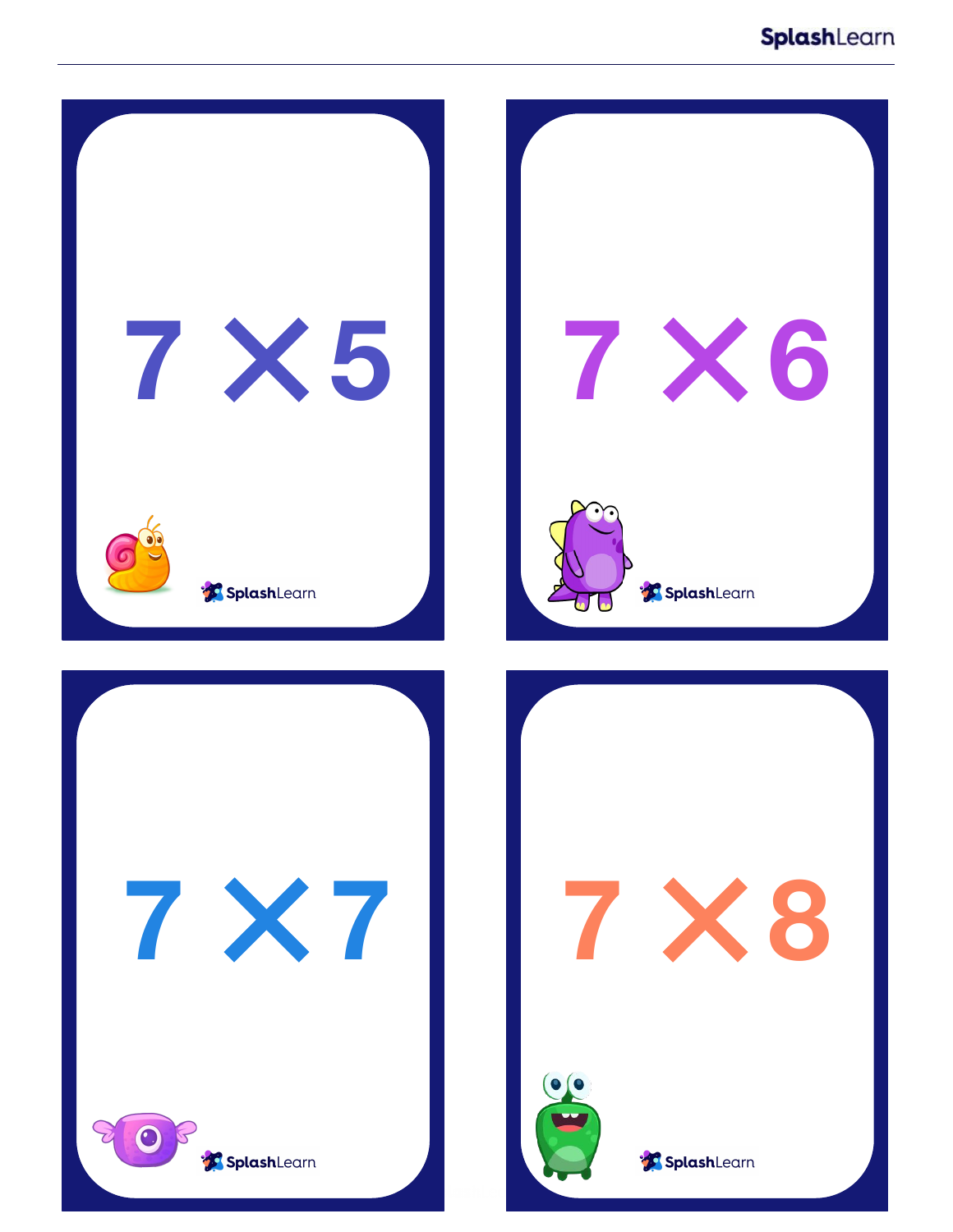$7 \times 5$

$7 \times 6$

$7 \times 7$

$7 \times 8$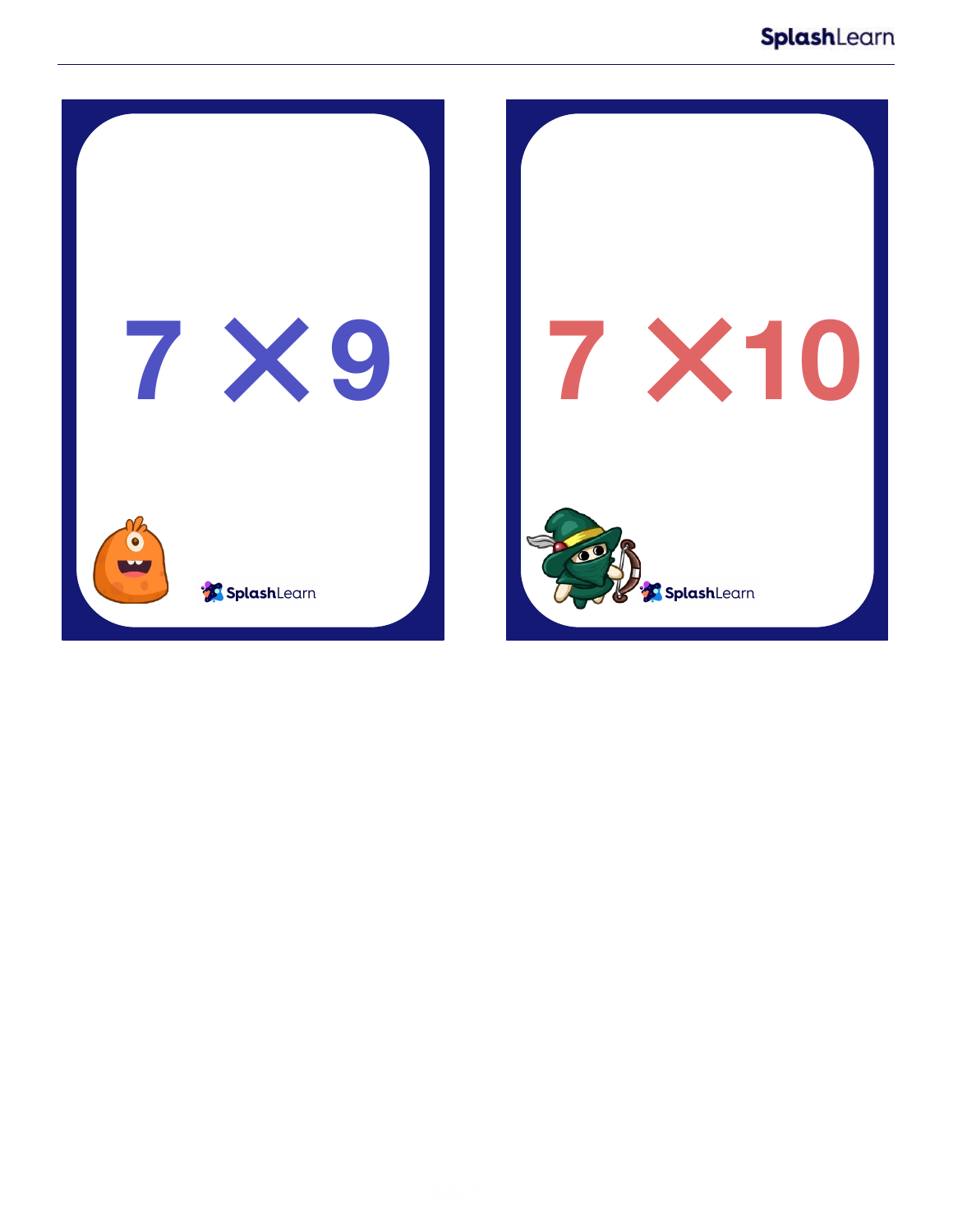$7 \times 9$

$7 \times 10$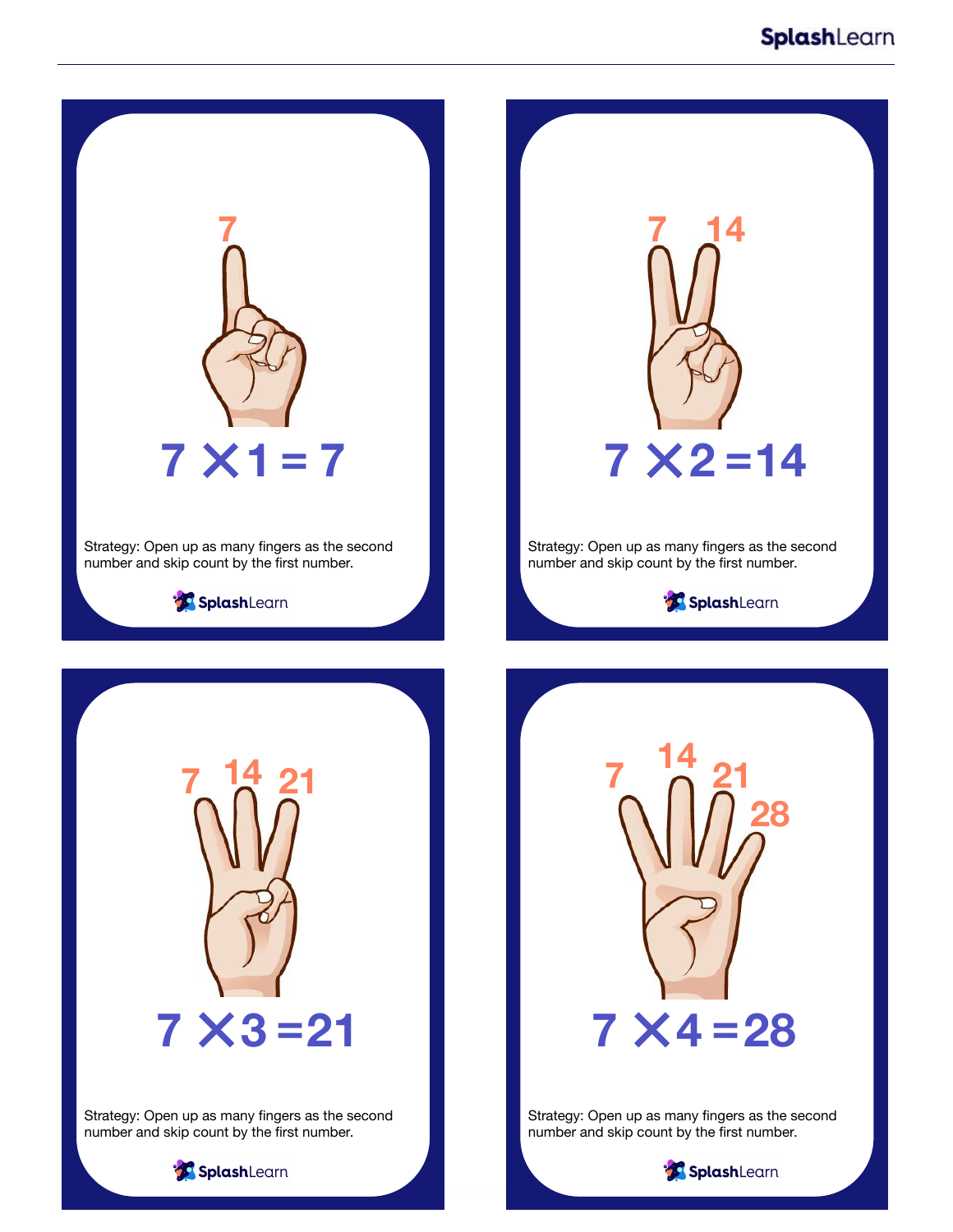7 14 21 28

$7 \times 1 = 7$

Strategy: Open up as many fingers as the second number and skip count by the first number.

7 14

$7 \times 2 = 14$

Strategy: Open up as many fingers as the second number and skip count by the first number.

7 14 21

$7 \times 3 = 21$

Strategy: Open up as many fingers as the second number and skip count by the first number.

7 14 21 28

$7 \times 4 = 28$

Strategy: Open up as many fingers as the second number and skip count by the first number.

7

$7 \times 1 = 7$

Strategy: Open up as many fingers as the second number and skip count by the first number.

7 14

$7 \times 2 = 14$

Strategy: Open up as many fingers as the second number and skip count by the first number.

7 14 21

$7 \times 3 = 21$

Strategy: Open up as many fingers as the second number and skip count by the first number.

7 14 21 28

$7 \times 4 = 28$

Strategy: Open up as many fingers as the second number and skip count by the first number.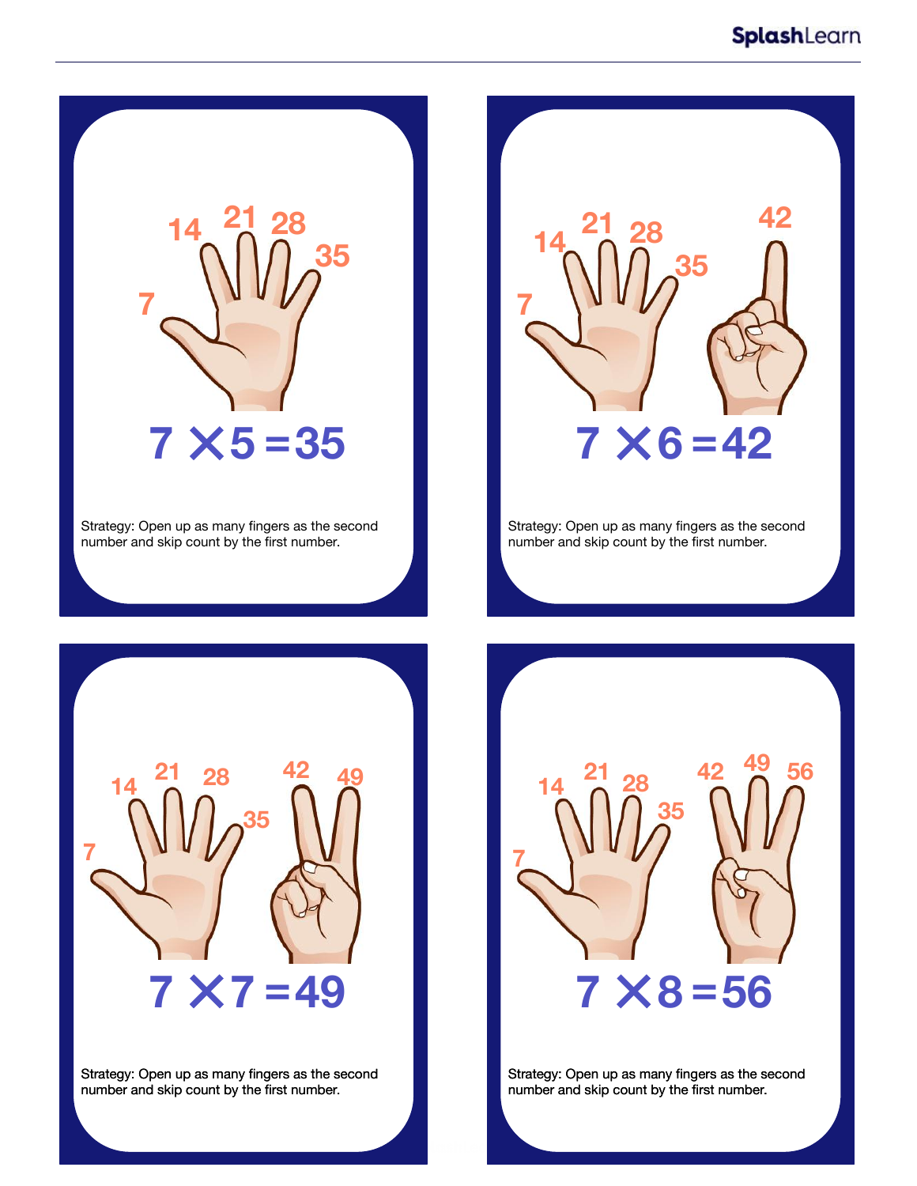7, 14, 21, 28, 35

$$7 \times 5 = 35$$

Strategy: Open up as many fingers as the second number and skip count by the first number.

7, 14, 21, 28, 35, 42

$$7 \times 6 = 42$$

Strategy: Open up as many fingers as the second number and skip count by the first number.

7, 14, 21, 28, 35, 42, 49

$$7 \times 7 = 49$$

Strategy: Open up as many fingers as the second number and skip count by the first number.

7, 14, 21, 28, 35, 42, 49, 56

$$7 \times 8 = 56$$

Strategy: Open up as many fingers as the second number and skip count by the first number.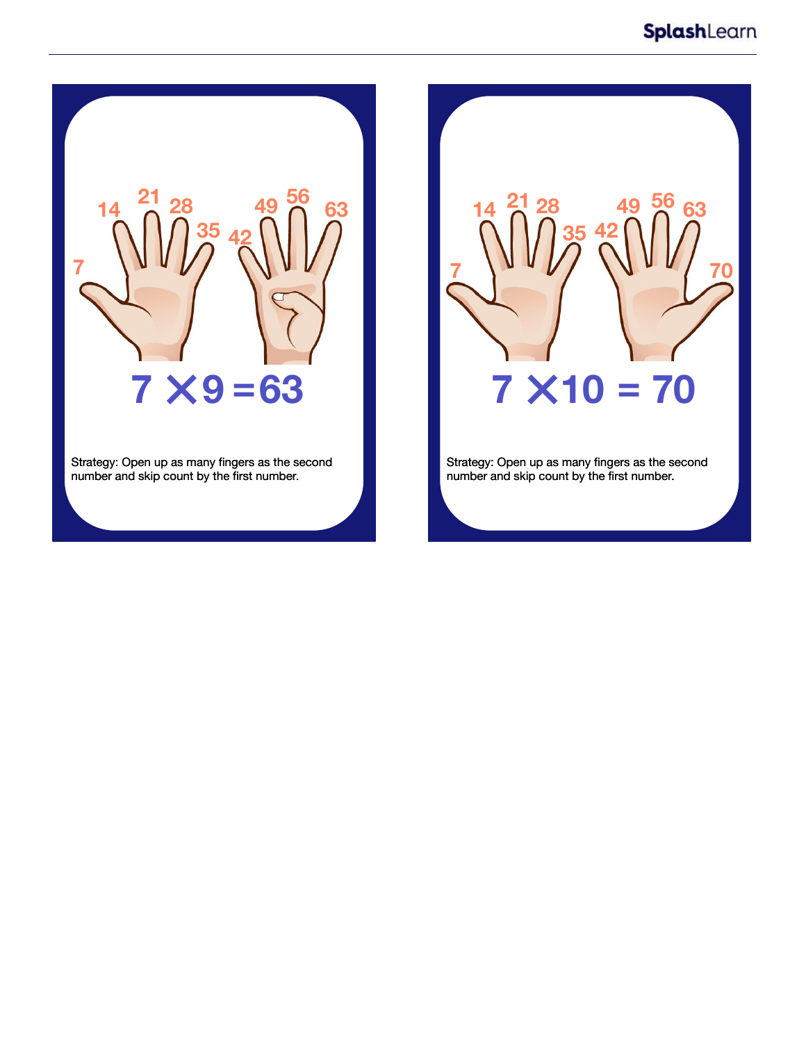7 14 21 28 35 42 49 56 63

$7 \times 9 = 63$

Strategy: Open up as many fingers as the second number and skip count by the first number.

7 14 21 28 35 42 49 56 63 70

$7 \times 10 = 70$

Strategy: Open up as many fingers as the second number and skip count by the first number.